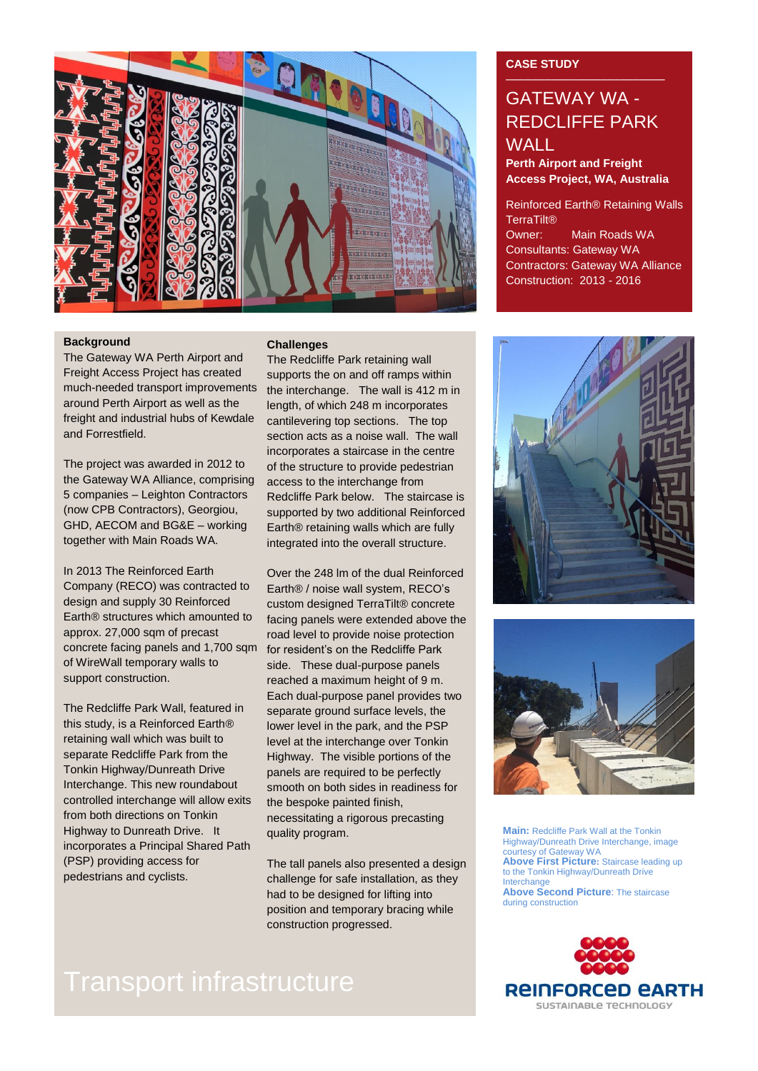CASE STUDY

# GATEWAY WA - REDCLIFFE PARK WALL

**Perth Airport and Freight Access Project, WA, Australia**

Reinforced Earth® Retaining Walls
TerraTilt®
Owner: Main Roads WA
Consultants: Gateway WA
Contractors: Gateway WA Alliance
Construction: 2013 - 2016

## Background

The Gateway WA Perth Airport and Freight Access Project has created much-needed transport improvements around Perth Airport as well as the freight and industrial hubs of Kewdale and Forrestfield.

The project was awarded in 2012 to the Gateway WA Alliance, comprising 5 companies – Leighton Contractors (now CPB Contractors), Georgiou, GHD, AECOM and BG&E – working together with Main Roads WA.

In 2013 The Reinforced Earth Company (RECO) was contracted to design and supply 30 Reinforced Earth® structures which amounted to approx. 27,000 sqm of precast concrete facing panels and 1,700 sqm of WireWall temporary walls to support construction.

The Redcliffe Park Wall, featured in this study, is a Reinforced Earth® retaining wall which was built to separate Redcliffe Park from the Tonkin Highway/Dunreath Drive Interchange. This new roundabout controlled interchange will allow exits from both directions on Tonkin Highway to Dunreath Drive. It incorporates a Principal Shared Path (PSP) providing access for pedestrians and cyclists.

## Challenges

The Redcliffe Park retaining wall supports the on and off ramps within the interchange. The wall is 412 m in length, of which 248 m incorporates cantilevering top sections. The top section acts as a noise wall. The wall incorporates a staircase in the centre of the structure to provide pedestrian access to the interchange from Redcliffe Park below. The staircase is supported by two additional Reinforced Earth® retaining walls which are fully integrated into the overall structure.

Over the 248 lm of the dual Reinforced Earth® / noise wall system, RECO's custom designed TerraTilt® concrete facing panels were extended above the road level to provide noise protection for resident's on the Redcliffe Park side. These dual-purpose panels reached a maximum height of 9 m. Each dual-purpose panel provides two separate ground surface levels, the lower level in the park, and the PSP level at the interchange over Tonkin Highway. The visible portions of the panels are required to be perfectly smooth on both sides in readiness for the bespoke painted finish, necessitating a rigorous precasting quality program.

The tall panels also presented a design challenge for safe installation, as they had to be designed for lifting into position and temporary bracing while construction progressed.

**Main:** Redcliffe Park Wall at the Tonkin Highway/Dunreath Drive Interchange, image courtesy of Gateway WA
**Above First Picture:** Staircase leading up to the Tonkin Highway/Dunreath Drive Interchange
**Above Second Picture:** The staircase during construction

Transport infrastructure

REINFORCED EARTH
SUSTAINABLE TECHNOLOGY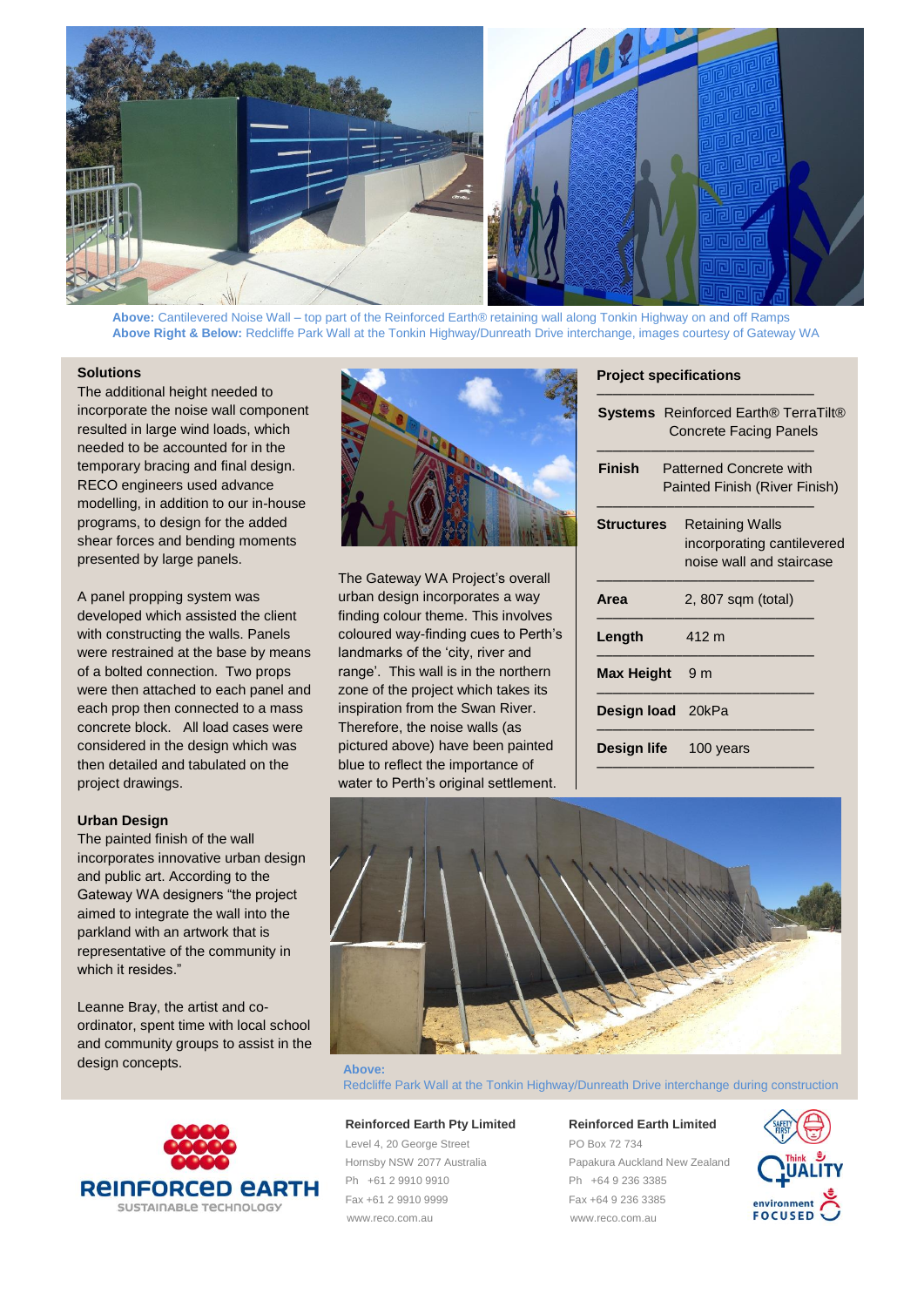**Above:** Cantilevered Noise Wall – top part of the Reinforced Earth® retaining wall along Tonkin Highway on and off Ramps
**Above Right & Below:** Redcliffe Park Wall at the Tonkin Highway/Dunreath Drive interchange, images courtesy of Gateway WA

### Solutions

The additional height needed to incorporate the noise wall component resulted in large wind loads, which needed to be accounted for in the temporary bracing and final design. RECO engineers used advance modelling, in addition to our in-house programs, to design for the added shear forces and bending moments presented by large panels.

A panel propping system was developed which assisted the client with constructing the walls. Panels were restrained at the base by means of a bolted connection. Two props were then attached to each panel and each prop then connected to a mass concrete block. All load cases were considered in the design which was then detailed and tabulated on the project drawings.

### Urban Design

The painted finish of the wall incorporates innovative urban design and public art. According to the Gateway WA designers "the project aimed to integrate the wall into the parkland with an artwork that is representative of the community in which it resides."

Leanne Bray, the artist and co-ordinator, spent time with local school and community groups to assist in the design concepts.

The Gateway WA Project's overall urban design incorporates a way finding colour theme. This involves coloured way-finding cues to Perth's landmarks of the 'city, river and range'. This wall is in the northern zone of the project which takes its inspiration from the Swan River. Therefore, the noise walls (as pictured above) have been painted blue to reflect the importance of water to Perth's original settlement.

### Project specifications

| | |
|---|---|
| **Systems** | Reinforced Earth® TerraTilt® Concrete Facing Panels |
| **Finish** | Patterned Concrete with Painted Finish (River Finish) |
| **Structures** | Retaining Walls incorporating cantilevered noise wall and staircase |
| **Area** | 2, 807 sqm (total) |
| **Length** | 412 m |
| **Max Height** | 9 m |
| **Design load** | 20kPa |
| **Design life** | 100 years |

**Above:**
Redcliffe Park Wall at the Tonkin Highway/Dunreath Drive interchange during construction

REINFORCED EARTH
SUSTAINABLE TECHNOLOGY

**Reinforced Earth Pty Limited**
Level 4, 20 George Street
Hornsby NSW 2077 Australia
Ph +61 2 9910 9910
Fax +61 2 9910 9999
www.reco.com.au

**Reinforced Earth Limited**
PO Box 72 734
Papakura Auckland New Zealand
Ph +64 9 236 3385
Fax +64 9 236 3385
www.reco.com.au